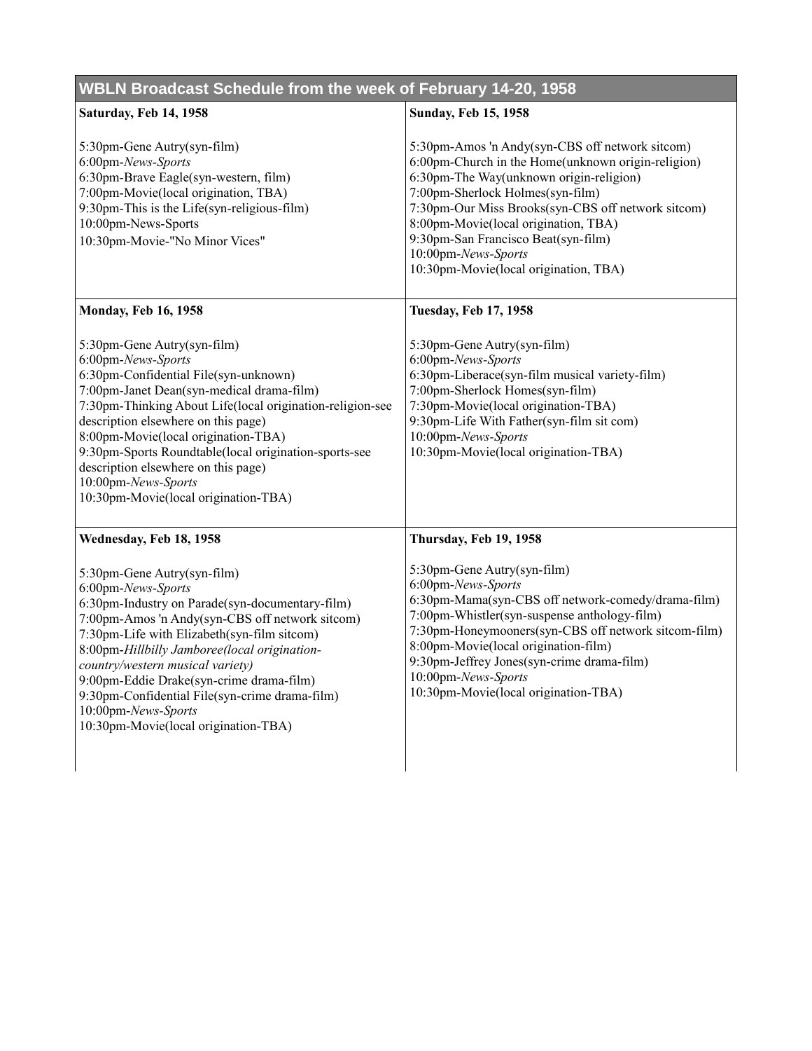## WBLN Broadcast Schedule from the week of February 14-20, 1958

**Saturday, Feb 14, 1958**

5:30pm-Gene Autry(syn-film)
6:00pm-*News-Sports*
6:30pm-Brave Eagle(syn-western, film)
7:00pm-Movie(local origination, TBA)
9:30pm-This is the Life(syn-religious-film)
10:00pm-News-Sports
10:30pm-Movie-"No Minor Vices"

**Sunday, Feb 15, 1958**

5:30pm-Amos 'n Andy(syn-CBS off network sitcom)
6:00pm-Church in the Home(unknown origin-religion)
6:30pm-The Way(unknown origin-religion)
7:00pm-Sherlock Holmes(syn-film)
7:30pm-Our Miss Brooks(syn-CBS off network sitcom)
8:00pm-Movie(local origination, TBA)
9:30pm-San Francisco Beat(syn-film)
10:00pm-*News-Sports*
10:30pm-Movie(local origination, TBA)

**Monday, Feb 16, 1958**

5:30pm-Gene Autry(syn-film)
6:00pm-*News-Sports*
6:30pm-Confidential File(syn-unknown)
7:00pm-Janet Dean(syn-medical drama-film)
7:30pm-Thinking About Life(local origination-religion-see description elsewhere on this page)
8:00pm-Movie(local origination-TBA)
9:30pm-Sports Roundtable(local origination-sports-see description elsewhere on this page)
10:00pm-*News-Sports*
10:30pm-Movie(local origination-TBA)

**Tuesday, Feb 17, 1958**

5:30pm-Gene Autry(syn-film)
6:00pm-*News-Sports*
6:30pm-Liberace(syn-film musical variety-film)
7:00pm-Sherlock Homes(syn-film)
7:30pm-Movie(local origination-TBA)
9:30pm-Life With Father(syn-film sit com)
10:00pm-*News-Sports*
10:30pm-Movie(local origination-TBA)

**Wednesday, Feb 18, 1958**

5:30pm-Gene Autry(syn-film)
6:00pm-*News-Sports*
6:30pm-Industry on Parade(syn-documentary-film)
7:00pm-Amos 'n Andy(syn-CBS off network sitcom)
7:30pm-Life with Elizabeth(syn-film sitcom)
8:00pm-*Hillbilly Jamboree(local origination-country/western musical variety)*
9:00pm-Eddie Drake(syn-crime drama-film)
9:30pm-Confidential File(syn-crime drama-film)
10:00pm-*News-Sports*
10:30pm-Movie(local origination-TBA)

**Thursday, Feb 19, 1958**

5:30pm-Gene Autry(syn-film)
6:00pm-*News-Sports*
6:30pm-Mama(syn-CBS off network-comedy/drama-film)
7:00pm-Whistler(syn-suspense anthology-film)
7:30pm-Honeymooners(syn-CBS off network sitcom-film)
8:00pm-Movie(local origination-film)
9:30pm-Jeffrey Jones(syn-crime drama-film)
10:00pm-*News-Sports*
10:30pm-Movie(local origination-TBA)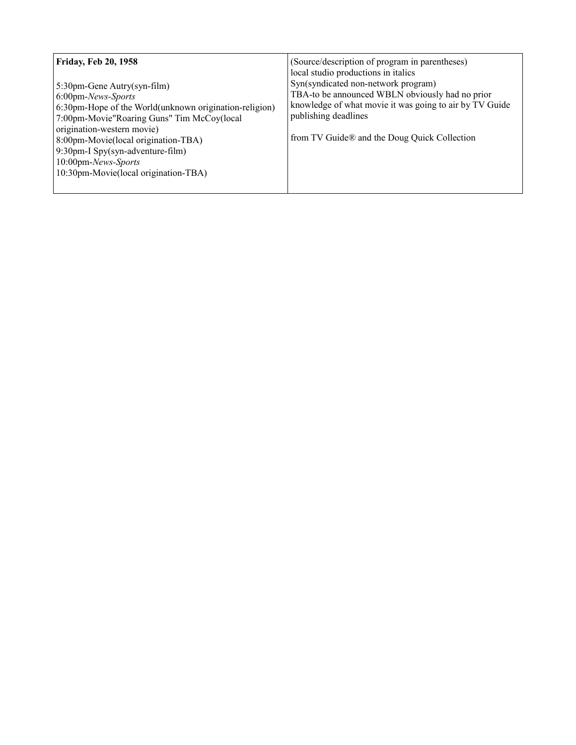| | |
|---|---|
| **Friday, Feb 20, 1958**<br><br>5:30pm-Gene Autry(syn-film)<br>6:00pm-*News-Sports*<br>6:30pm-Hope of the World(unknown origination-religion)<br>7:00pm-Movie"Roaring Guns" Tim McCoy(local origination-western movie)<br>8:00pm-Movie(local origination-TBA)<br>9:30pm-I Spy(syn-adventure-film)<br>10:00pm-*News-Sports*<br>10:30pm-Movie(local origination-TBA) | (Source/description of program in parentheses)<br>local studio productions in italics<br>Syn(syndicated non-network program)<br>TBA-to be announced WBLN obviously had no prior knowledge of what movie it was going to air by TV Guide publishing deadlines<br><br>from TV Guide® and the Doug Quick Collection |